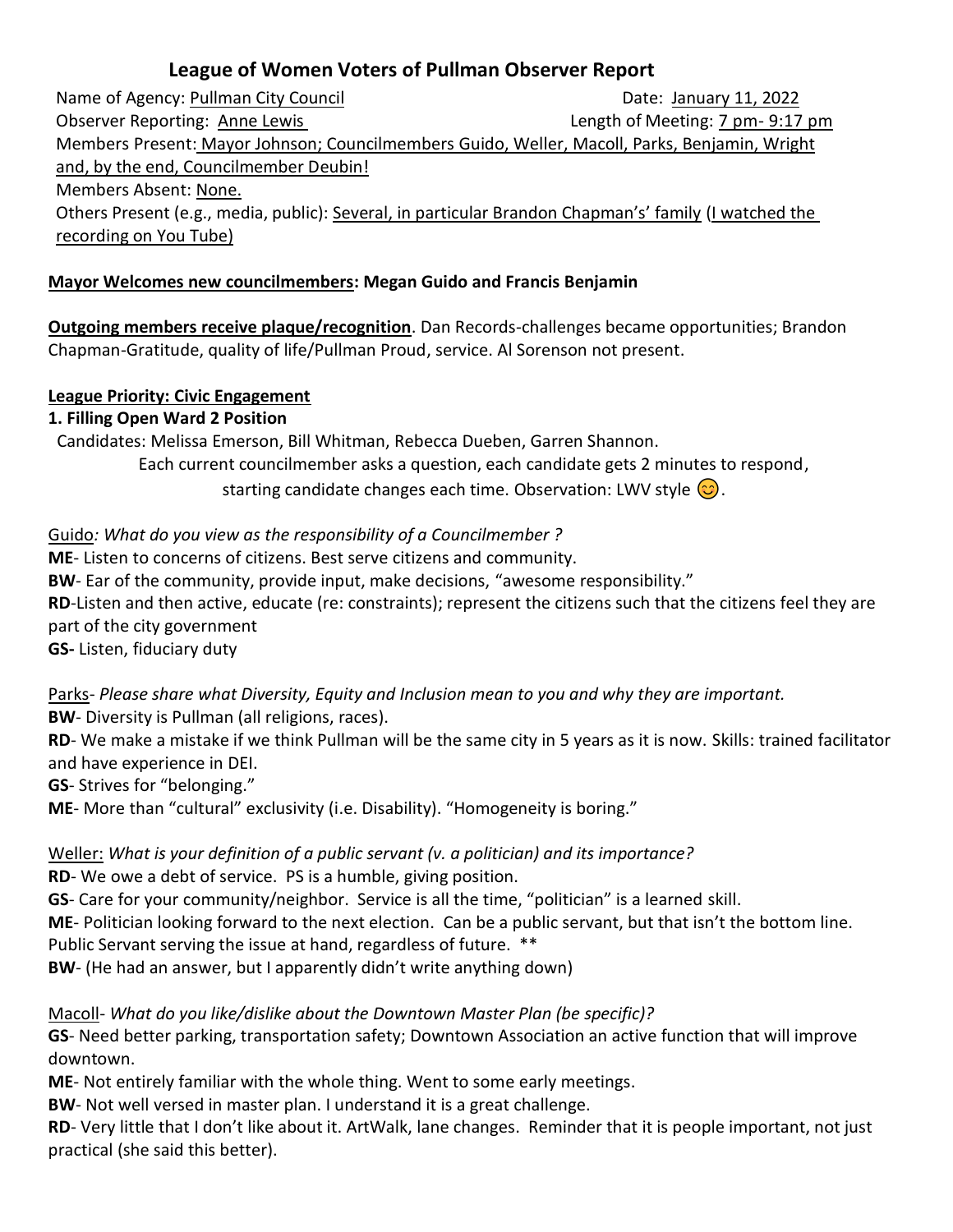# League of Women Voters of Pullman Observer Report

Name of Agency: Pullman City Council Date: January 11, 2022
Observer Reporting: Anne Lewis Length of Meeting: 7 pm- 9:17 pm
Members Present: Mayor Johnson; Councilmembers Guido, Weller, Macoll, Parks, Benjamin, Wright and, by the end, Councilmember Deubin!
Members Absent: None.
Others Present (e.g., media, public): Several, in particular Brandon Chapman's' family (I watched the recording on You Tube)

**Mayor Welcomes new councilmembers: Megan Guido and Francis Benjamin**

**Outgoing members receive plaque/recognition**. Dan Records-challenges became opportunities; Brandon Chapman-Gratitude, quality of life/Pullman Proud, service. Al Sorenson not present.

**League Priority: Civic Engagement**

**1. Filling Open Ward 2 Position**

Candidates: Melissa Emerson, Bill Whitman, Rebecca Dueben, Garren Shannon.

Each current councilmember asks a question, each candidate gets 2 minutes to respond, starting candidate changes each time. Observation: LWV style 😊.

Guido*: What do you view as the responsibility of a Councilmember ?*

**ME**- Listen to concerns of citizens. Best serve citizens and community.
**BW**- Ear of the community, provide input, make decisions, "awesome responsibility."
**RD**-Listen and then active, educate (re: constraints); represent the citizens such that the citizens feel they are part of the city government
**GS-** Listen, fiduciary duty

Parks- *Please share what Diversity, Equity and Inclusion mean to you and why they are important.*

**BW**- Diversity is Pullman (all religions, races).
**RD**- We make a mistake if we think Pullman will be the same city in 5 years as it is now. Skills: trained facilitator and have experience in DEI.
**GS**- Strives for "belonging."
**ME**- More than "cultural" exclusivity (i.e. Disability). "Homogeneity is boring."

Weller: *What is your definition of a public servant (v. a politician) and its importance?*

**RD**- We owe a debt of service. PS is a humble, giving position.
**GS**- Care for your community/neighbor. Service is all the time, "politician" is a learned skill.
**ME**- Politician looking forward to the next election. Can be a public servant, but that isn't the bottom line. Public Servant serving the issue at hand, regardless of future. **
**BW**- (He had an answer, but I apparently didn't write anything down)

Macoll- *What do you like/dislike about the Downtown Master Plan (be specific)?*

**GS**- Need better parking, transportation safety; Downtown Association an active function that will improve downtown.
**ME**- Not entirely familiar with the whole thing. Went to some early meetings.
**BW**- Not well versed in master plan. I understand it is a great challenge.
**RD**- Very little that I don't like about it. ArtWalk, lane changes. Reminder that it is people important, not just practical (she said this better).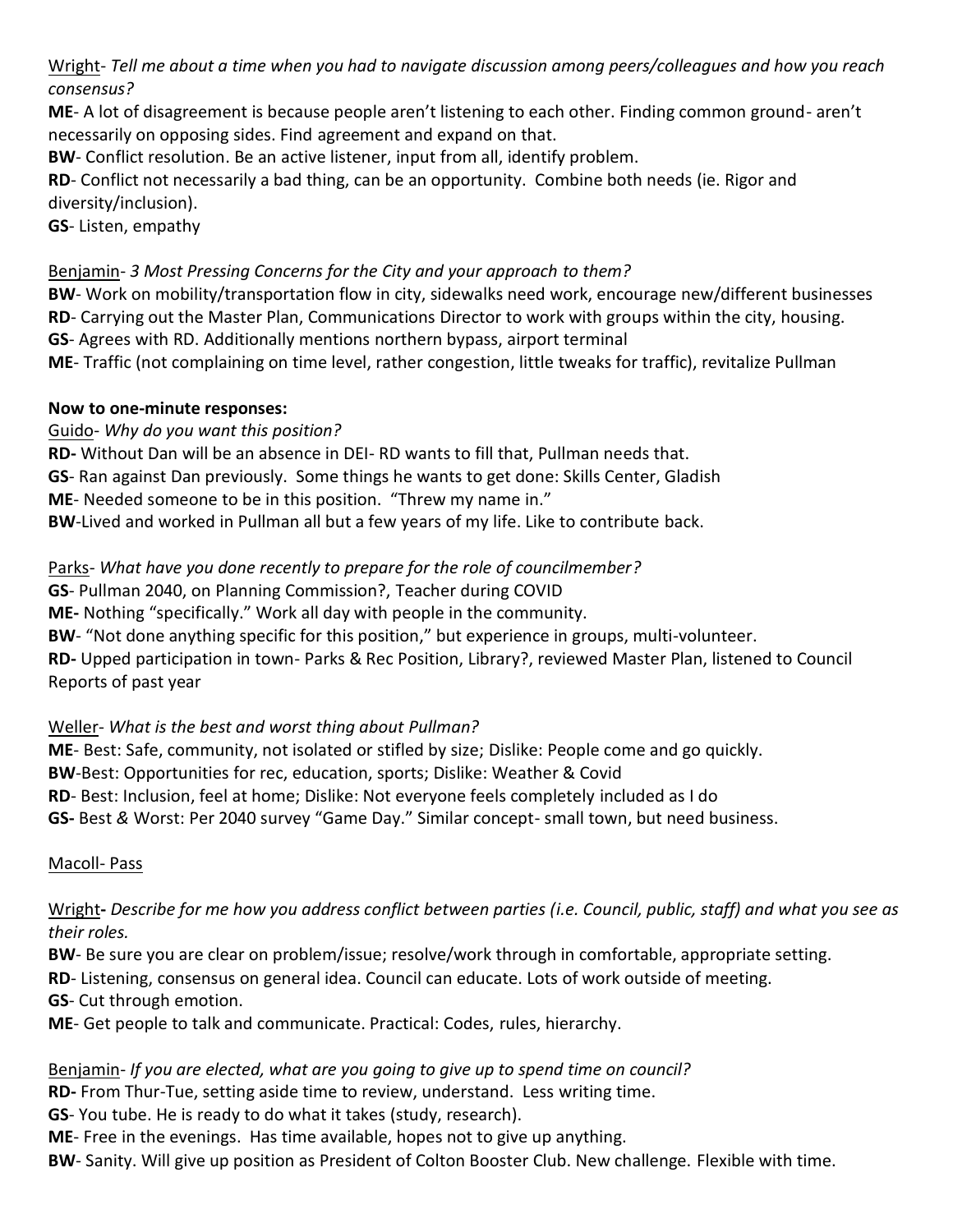Wright- *Tell me about a time when you had to navigate discussion among peers/colleagues and how you reach consensus?*

**ME**- A lot of disagreement is because people aren't listening to each other. Finding common ground- aren't necessarily on opposing sides. Find agreement and expand on that.

**BW**- Conflict resolution. Be an active listener, input from all, identify problem.

**RD**- Conflict not necessarily a bad thing, can be an opportunity. Combine both needs (ie. Rigor and diversity/inclusion).

**GS**- Listen, empathy

Benjamin- *3 Most Pressing Concerns for the City and your approach to them?*

**BW**- Work on mobility/transportation flow in city, sidewalks need work, encourage new/different businesses

**RD**- Carrying out the Master Plan, Communications Director to work with groups within the city, housing.

**GS**- Agrees with RD. Additionally mentions northern bypass, airport terminal

**ME**- Traffic (not complaining on time level, rather congestion, little tweaks for traffic), revitalize Pullman

**Now to one-minute responses:**

Guido- *Why do you want this position?*

**RD-** Without Dan will be an absence in DEI- RD wants to fill that, Pullman needs that.

**GS**- Ran against Dan previously. Some things he wants to get done: Skills Center, Gladish

**ME**- Needed someone to be in this position. "Threw my name in."

**BW**-Lived and worked in Pullman all but a few years of my life. Like to contribute back.

Parks- *What have you done recently to prepare for the role of councilmember?*

**GS**- Pullman 2040, on Planning Commission?, Teacher during COVID

**ME-** Nothing "specifically." Work all day with people in the community.

**BW**- "Not done anything specific for this position," but experience in groups, multi-volunteer.

**RD-** Upped participation in town- Parks & Rec Position, Library?, reviewed Master Plan, listened to Council Reports of past year

Weller- *What is the best and worst thing about Pullman?*

**ME**- Best: Safe, community, not isolated or stifled by size; Dislike: People come and go quickly.

**BW**-Best: Opportunities for rec, education, sports; Dislike: Weather & Covid

**RD**- Best: Inclusion, feel at home; Dislike: Not everyone feels completely included as I do

**GS-** Best & Worst: Per 2040 survey "Game Day." Similar concept- small town, but need business.

Macoll- Pass

Wright**-** *Describe for me how you address conflict between parties (i.e. Council, public, staff) and what you see as their roles.*

**BW**- Be sure you are clear on problem/issue; resolve/work through in comfortable, appropriate setting.

**RD**- Listening, consensus on general idea. Council can educate. Lots of work outside of meeting.

**GS**- Cut through emotion.

**ME**- Get people to talk and communicate. Practical: Codes, rules, hierarchy.

Benjamin- *If you are elected, what are you going to give up to spend time on council?*

**RD-** From Thur-Tue, setting aside time to review, understand. Less writing time.

**GS**- You tube. He is ready to do what it takes (study, research).

**ME**- Free in the evenings. Has time available, hopes not to give up anything.

**BW**- Sanity. Will give up position as President of Colton Booster Club. New challenge. Flexible with time.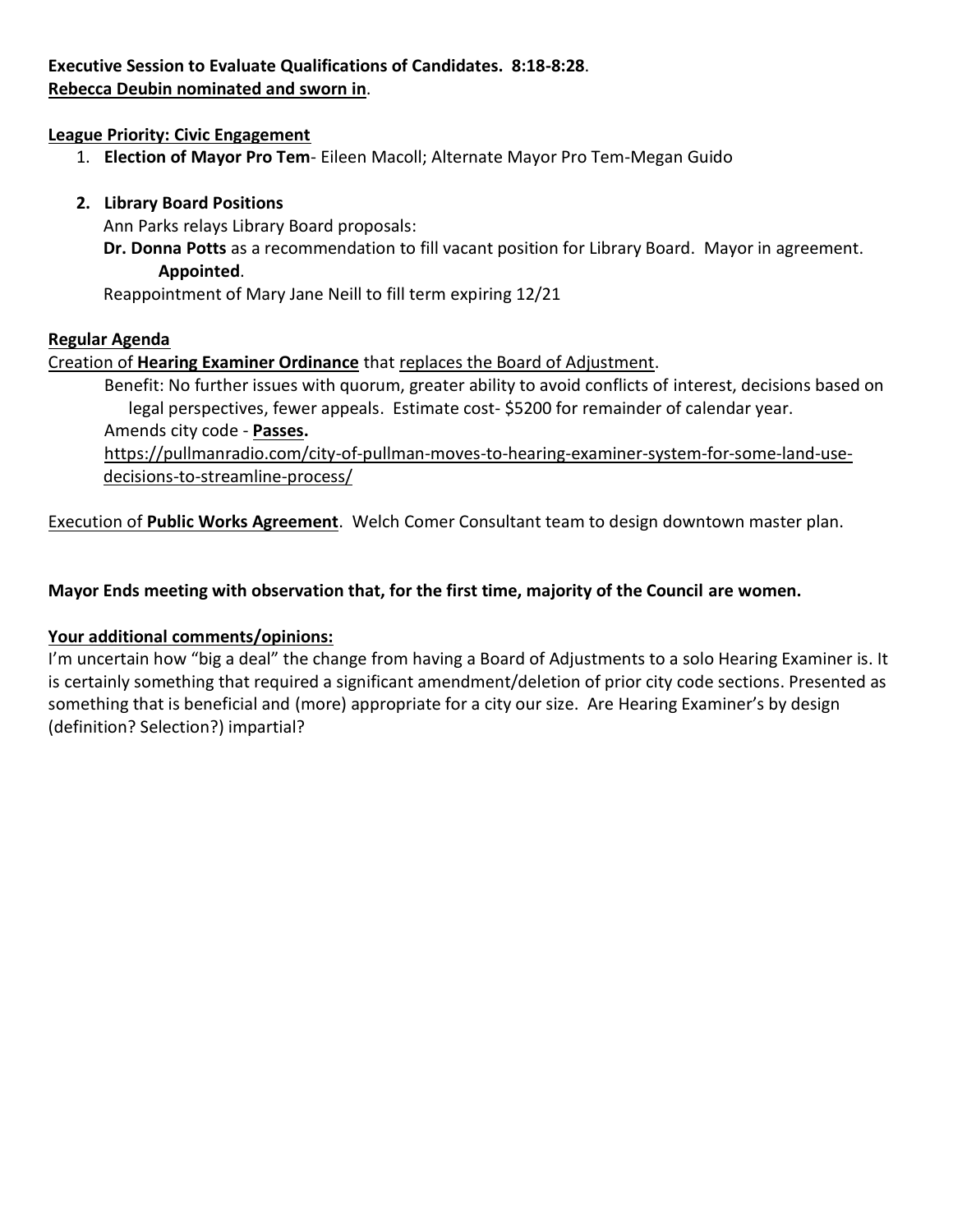**Executive Session to Evaluate Qualifications of Candidates. 8:18-8:28**.
**Rebecca Deubin nominated and sworn in**.

**League Priority: Civic Engagement**

1. **Election of Mayor Pro Tem**- Eileen Macoll; Alternate Mayor Pro Tem-Megan Guido

2. **Library Board Positions**

   Ann Parks relays Library Board proposals:

   **Dr. Donna Potts** as a recommendation to fill vacant position for Library Board. Mayor in agreement. **Appointed**.

   Reappointment of Mary Jane Neill to fill term expiring 12/21

**Regular Agenda**

Creation of **Hearing Examiner Ordinance** that replaces the Board of Adjustment.

Benefit: No further issues with quorum, greater ability to avoid conflicts of interest, decisions based on legal perspectives, fewer appeals. Estimate cost- $5200 for remainder of calendar year.

Amends city code - **Passes.**

https://pullmanradio.com/city-of-pullman-moves-to-hearing-examiner-system-for-some-land-use-decisions-to-streamline-process/

Execution of **Public Works Agreement**. Welch Comer Consultant team to design downtown master plan.

**Mayor Ends meeting with observation that, for the first time, majority of the Council are women.**

**Your additional comments/opinions:**

I'm uncertain how "big a deal" the change from having a Board of Adjustments to a solo Hearing Examiner is. It is certainly something that required a significant amendment/deletion of prior city code sections. Presented as something that is beneficial and (more) appropriate for a city our size. Are Hearing Examiner's by design (definition? Selection?) impartial?